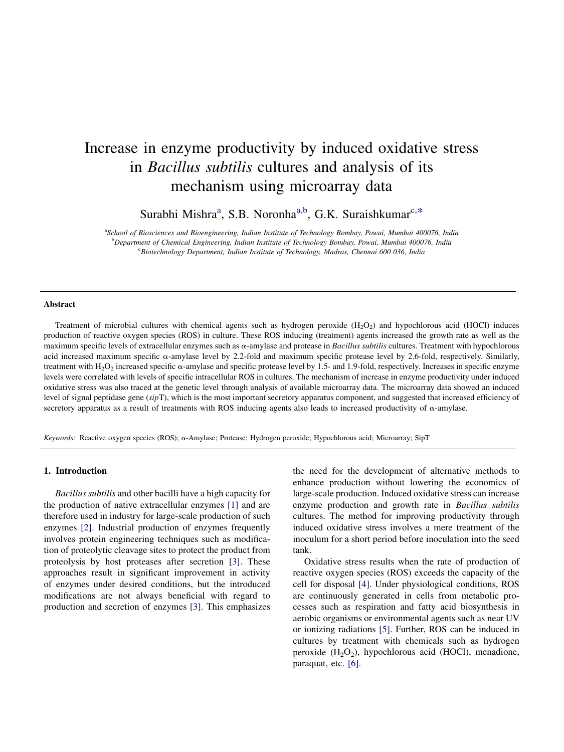# Increase in enzyme productivity by induced oxidative stress in *Bacillus subtilis* cultures and analysis of its mechanism using microarray data

Surabhi Mishra[a], S.B. Noronha[a,b], G.K. Suraishkumar[c,*]

[a]*School of Biosciences and Bioengineering, Indian Institute of Technology Bombay, Powai, Mumbai 400076, India*
[b]*Department of Chemical Engineering, Indian Institute of Technology Bombay, Powai, Mumbai 400076, India*
[c]*Biotechnology Department, Indian Institute of Technology, Madras, Chennai 600 036, India*

## Abstract

Treatment of microbial cultures with chemical agents such as hydrogen peroxide ($H_2O_2$) and hypochlorous acid (HOCl) induces production of reactive oxygen species (ROS) in culture. These ROS inducing (treatment) agents increased the growth rate as well as the maximum specific levels of extracellular enzymes such as α-amylase and protease in *Bacillus subtilis* cultures. Treatment with hypochlorous acid increased maximum specific α-amylase level by 2.2-fold and maximum specific protease level by 2.6-fold, respectively. Similarly, treatment with $H_2O_2$ increased specific α-amylase and specific protease level by 1.5- and 1.9-fold, respectively. Increases in specific enzyme levels were correlated with levels of specific intracellular ROS in cultures. The mechanism of increase in enzyme productivity under induced oxidative stress was also traced at the genetic level through analysis of available microarray data. The microarray data showed an induced level of signal peptidase gene (*sip*T), which is the most important secretory apparatus component, and suggested that increased efficiency of secretory apparatus as a result of treatments with ROS inducing agents also leads to increased productivity of α-amylase.

*Keywords:* Reactive oxygen species (ROS); α-Amylase; Protease; Hydrogen peroxide; Hypochlorous acid; Microarray; SipT

## 1. Introduction

*Bacillus subtilis* and other bacilli have a high capacity for the production of native extracellular enzymes [1] and are therefore used in industry for large-scale production of such enzymes [2]. Industrial production of enzymes frequently involves protein engineering techniques such as modification of proteolytic cleavage sites to protect the product from proteolysis by host proteases after secretion [3]. These approaches result in significant improvement in activity of enzymes under desired conditions, but the introduced modifications are not always beneficial with regard to production and secretion of enzymes [3]. This emphasizes the need for the development of alternative methods to enhance production without lowering the economics of large-scale production. Induced oxidative stress can increase enzyme production and growth rate in *Bacillus subtilis* cultures. The method for improving productivity through induced oxidative stress involves a mere treatment of the inoculum for a short period before inoculation into the seed tank.

Oxidative stress results when the rate of production of reactive oxygen species (ROS) exceeds the capacity of the cell for disposal [4]. Under physiological conditions, ROS are continuously generated in cells from metabolic processes such as respiration and fatty acid biosynthesis in aerobic organisms or environmental agents such as near UV or ionizing radiations [5]. Further, ROS can be induced in cultures by treatment with chemicals such as hydrogen peroxide ($H_2O_2$), hypochlorous acid (HOCl), menadione, paraquat, etc. [6].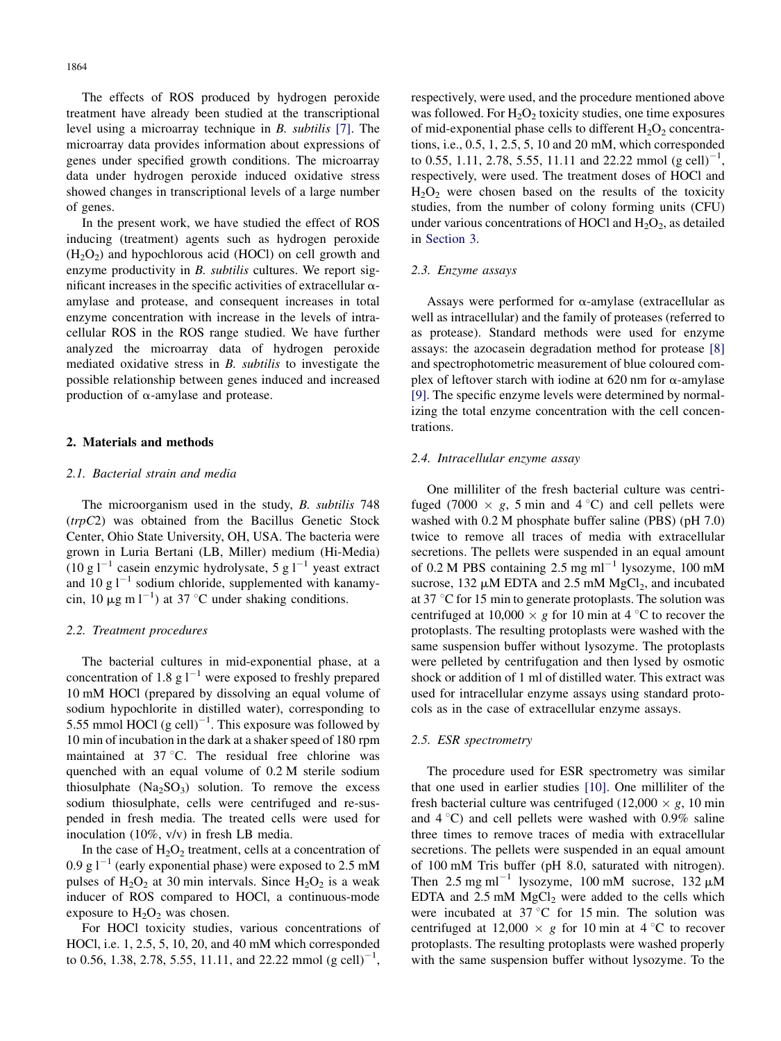The effects of ROS produced by hydrogen peroxide treatment have already been studied at the transcriptional level using a microarray technique in *B. subtilis* [7]. The microarray data provides information about expressions of genes under specified growth conditions. The microarray data under hydrogen peroxide induced oxidative stress showed changes in transcriptional levels of a large number of genes.

In the present work, we have studied the effect of ROS inducing (treatment) agents such as hydrogen peroxide ($H_2O_2$) and hypochlorous acid (HOCl) on cell growth and enzyme productivity in *B. subtilis* cultures. We report significant increases in the specific activities of extracellular $\alpha$-amylase and protease, and consequent increases in total enzyme concentration with increase in the levels of intracellular ROS in the ROS range studied. We have further analyzed the microarray data of hydrogen peroxide mediated oxidative stress in *B. subtilis* to investigate the possible relationship between genes induced and increased production of $\alpha$-amylase and protease.

## 2. Materials and methods

### 2.1. Bacterial strain and media

The microorganism used in the study, *B. subtilis* 748 (*trpC2*) was obtained from the Bacillus Genetic Stock Center, Ohio State University, OH, USA. The bacteria were grown in Luria Bertani (LB, Miller) medium (Hi-Media) ($10\ g\ l^{-1}$ casein enzymic hydrolysate, $5\ g\ l^{-1}$ yeast extract and $10\ g\ l^{-1}$ sodium chloride, supplemented with kanamycin, $10\ \mu g\ m\ l^{-1}$) at 37 °C under shaking conditions.

### 2.2. Treatment procedures

The bacterial cultures in mid-exponential phase, at a concentration of $1.8\ g\ l^{-1}$ were exposed to freshly prepared 10 mM HOCl (prepared by dissolving an equal volume of sodium hypochlorite in distilled water), corresponding to 5.55 mmol HOCl $(g\ cell)^{-1}$. This exposure was followed by 10 min of incubation in the dark at a shaker speed of 180 rpm maintained at 37 °C. The residual free chlorine was quenched with an equal volume of 0.2 M sterile sodium thiosulphate ($Na_2SO_3$) solution. To remove the excess sodium thiosulphate, cells were centrifuged and re-suspended in fresh media. The treated cells were used for inoculation (10%, v/v) in fresh LB media.

In the case of $H_2O_2$ treatment, cells at a concentration of $0.9\ g\ l^{-1}$ (early exponential phase) were exposed to 2.5 mM pulses of $H_2O_2$ at 30 min intervals. Since $H_2O_2$ is a weak inducer of ROS compared to HOCl, a continuous-mode exposure to $H_2O_2$ was chosen.

For HOCl toxicity studies, various concentrations of HOCl, i.e. 1, 2.5, 5, 10, 20, and 40 mM which corresponded to 0.56, 1.38, 2.78, 5.55, 11.11, and 22.22 mmol $(g\ cell)^{-1}$, respectively, were used, and the procedure mentioned above was followed. For $H_2O_2$ toxicity studies, one time exposures of mid-exponential phase cells to different $H_2O_2$ concentrations, i.e., 0.5, 1, 2.5, 5, 10 and 20 mM, which corresponded to 0.55, 1.11, 2.78, 5.55, 11.11 and 22.22 mmol $(g\ cell)^{-1}$, respectively, were used. The treatment doses of HOCl and $H_2O_2$ were chosen based on the results of the toxicity studies, from the number of colony forming units (CFU) under various concentrations of HOCl and $H_2O_2$, as detailed in Section 3.

### 2.3. Enzyme assays

Assays were performed for $\alpha$-amylase (extracellular as well as intracellular) and the family of proteases (referred to as protease). Standard methods were used for enzyme assays: the azocasein degradation method for protease [8] and spectrophotometric measurement of blue coloured complex of leftover starch with iodine at 620 nm for $\alpha$-amylase [9]. The specific enzyme levels were determined by normalizing the total enzyme concentration with the cell concentrations.

### 2.4. Intracellular enzyme assay

One milliliter of the fresh bacterial culture was centrifuged (7000 × *g*, 5 min and 4 °C) and cell pellets were washed with 0.2 M phosphate buffer saline (PBS) (pH 7.0) twice to remove all traces of media with extracellular secretions. The pellets were suspended in an equal amount of 0.2 M PBS containing $2.5\ mg\ ml^{-1}$ lysozyme, 100 mM sucrose, 132 $\mu$M EDTA and 2.5 mM $MgCl_2$, and incubated at 37 °C for 15 min to generate protoplasts. The solution was centrifuged at 10,000 × *g* for 10 min at 4 °C to recover the protoplasts. The resulting protoplasts were washed with the same suspension buffer without lysozyme. The protoplasts were pelleted by centrifugation and then lysed by osmotic shock or addition of 1 ml of distilled water. This extract was used for intracellular enzyme assays using standard protocols as in the case of extracellular enzyme assays.

### 2.5. ESR spectrometry

The procedure used for ESR spectrometry was similar that one used in earlier studies [10]. One milliliter of the fresh bacterial culture was centrifuged (12,000 × *g*, 10 min and 4 °C) and cell pellets were washed with 0.9% saline three times to remove traces of media with extracellular secretions. The pellets were suspended in an equal amount of 100 mM Tris buffer (pH 8.0, saturated with nitrogen). Then $2.5\ mg\ ml^{-1}$ lysozyme, 100 mM sucrose, 132 $\mu$M EDTA and 2.5 mM $MgCl_2$ were added to the cells which were incubated at 37 °C for 15 min. The solution was centrifuged at 12,000 × *g* for 10 min at 4 °C to recover protoplasts. The resulting protoplasts were washed properly with the same suspension buffer without lysozyme. To the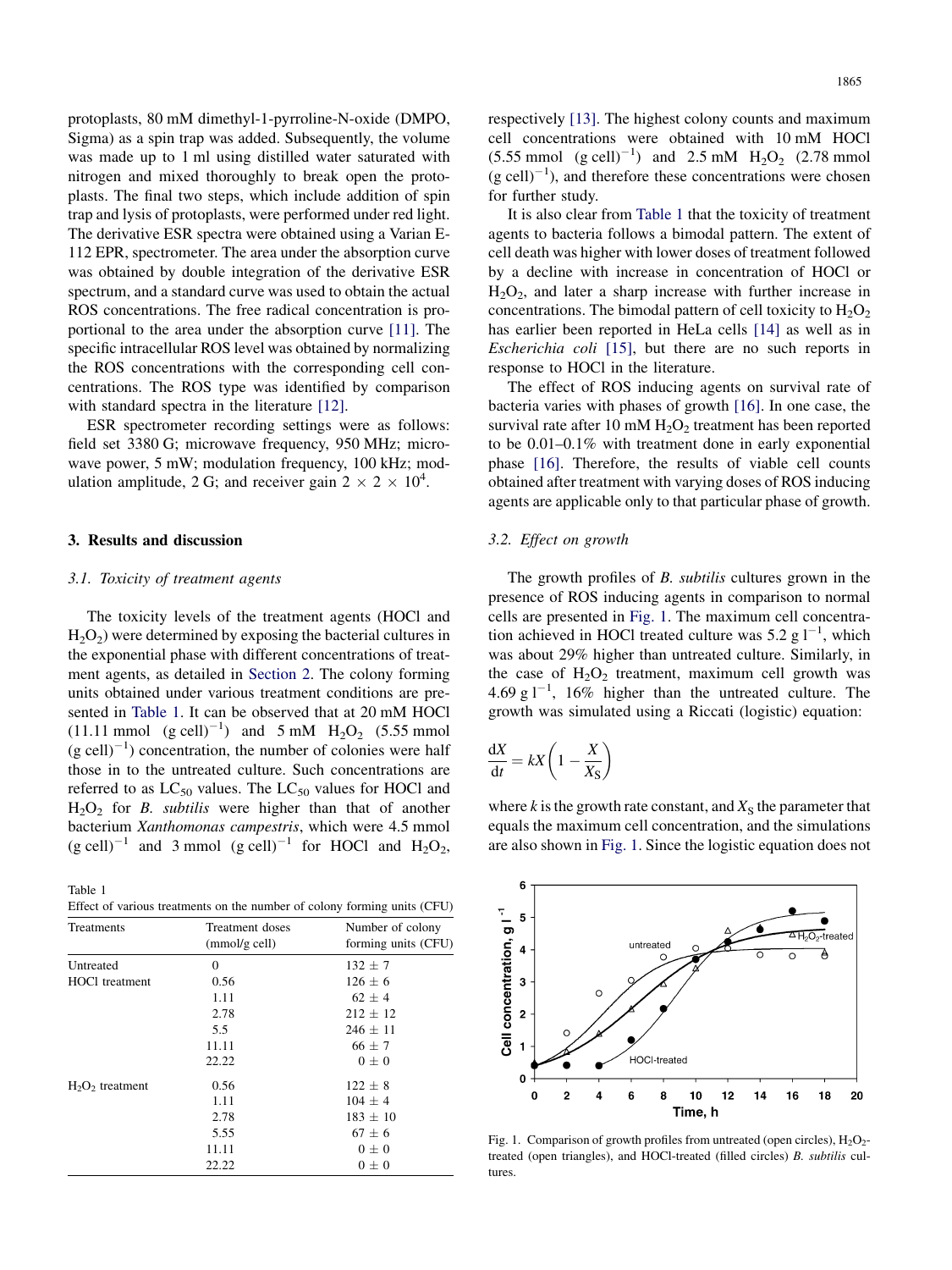protoplasts, 80 mM dimethyl-1-pyrroline-N-oxide (DMPO, Sigma) as a spin trap was added. Subsequently, the volume was made up to 1 ml using distilled water saturated with nitrogen and mixed thoroughly to break open the protoplasts. The final two steps, which include addition of spin trap and lysis of protoplasts, were performed under red light. The derivative ESR spectra were obtained using a Varian E-112 EPR, spectrometer. The area under the absorption curve was obtained by double integration of the derivative ESR spectrum, and a standard curve was used to obtain the actual ROS concentrations. The free radical concentration is proportional to the area under the absorption curve [11]. The specific intracellular ROS level was obtained by normalizing the ROS concentrations with the corresponding cell concentrations. The ROS type was identified by comparison with standard spectra in the literature [12].

ESR spectrometer recording settings were as follows: field set 3380 G; microwave frequency, 950 MHz; microwave power, 5 mW; modulation frequency, 100 kHz; modulation amplitude, 2 G; and receiver gain $2 \times 2 \times 10^4$.

## 3. Results and discussion

### 3.1. Toxicity of treatment agents

The toxicity levels of the treatment agents (HOCl and $H_2O_2$) were determined by exposing the bacterial cultures in the exponential phase with different concentrations of treatment agents, as detailed in Section 2. The colony forming units obtained under various treatment conditions are presented in Table 1. It can be observed that at 20 mM HOCl (11.11 mmol (g cell)$^{-1}$) and 5 mM $H_2O_2$ (5.55 mmol (g cell)$^{-1}$) concentration, the number of colonies were half those in to the untreated culture. Such concentrations are referred to as $LC_{50}$ values. The $LC_{50}$ values for HOCl and $H_2O_2$ for *B. subtilis* were higher than that of another bacterium *Xanthomonas campestris*, which were 4.5 mmol (g cell)$^{-1}$ and 3 mmol (g cell)$^{-1}$ for HOCl and $H_2O_2$, respectively [13]. The highest colony counts and maximum cell concentrations were obtained with 10 mM HOCl (5.55 mmol (g cell)$^{-1}$) and 2.5 mM $H_2O_2$ (2.78 mmol (g cell)$^{-1}$), and therefore these concentrations were chosen for further study.

Table 1
Effect of various treatments on the number of colony forming units (CFU)

| Treatments | Treatment doses (mmol/g cell) | Number of colony forming units (CFU) |
|---|---|---|
| Untreated | 0 | 132 ± 7 |
| HOCl treatment | 0.56 | 126 ± 6 |
| | 1.11 | 62 ± 4 |
| | 2.78 | 212 ± 12 |
| | 5.5 | 246 ± 11 |
| | 11.11 | 66 ± 7 |
| | 22.22 | 0 ± 0 |
| $H_2O_2$ treatment | 0.56 | 122 ± 8 |
| | 1.11 | 104 ± 4 |
| | 2.78 | 183 ± 10 |
| | 5.55 | 67 ± 6 |
| | 11.11 | 0 ± 0 |
| | 22.22 | 0 ± 0 |

It is also clear from Table 1 that the toxicity of treatment agents to bacteria follows a bimodal pattern. The extent of cell death was higher with lower doses of treatment followed by a decline with increase in concentration of HOCl or $H_2O_2$, and later a sharp increase with further increase in concentrations. The bimodal pattern of cell toxicity to $H_2O_2$ has earlier been reported in HeLa cells [14] as well as in *Escherichia coli* [15], but there are no such reports in response to HOCl in the literature.

The effect of ROS inducing agents on survival rate of bacteria varies with phases of growth [16]. In one case, the survival rate after 10 mM $H_2O_2$ treatment has been reported to be 0.01–0.1% with treatment done in early exponential phase [16]. Therefore, the results of viable cell counts obtained after treatment with varying doses of ROS inducing agents are applicable only to that particular phase of growth.

### 3.2. Effect on growth

The growth profiles of *B. subtilis* cultures grown in the presence of ROS inducing agents in comparison to normal cells are presented in Fig. 1. The maximum cell concentration achieved in HOCl treated culture was 5.2 g l$^{-1}$, which was about 29% higher than untreated culture. Similarly, in the case of $H_2O_2$ treatment, maximum cell growth was 4.69 g l$^{-1}$, 16% higher than the untreated culture. The growth was simulated using a Riccati (logistic) equation:

$$\frac{dX}{dt} = kX\left(1 - \frac{X}{X_S}\right)$$

where $k$ is the growth rate constant, and $X_S$ the parameter that equals the maximum cell concentration, and the simulations are also shown in Fig. 1. Since the logistic equation does not

Fig. 1. Comparison of growth profiles from untreated (open circles), $H_2O_2$-treated (open triangles), and HOCl-treated (filled circles) *B. subtilis* cultures.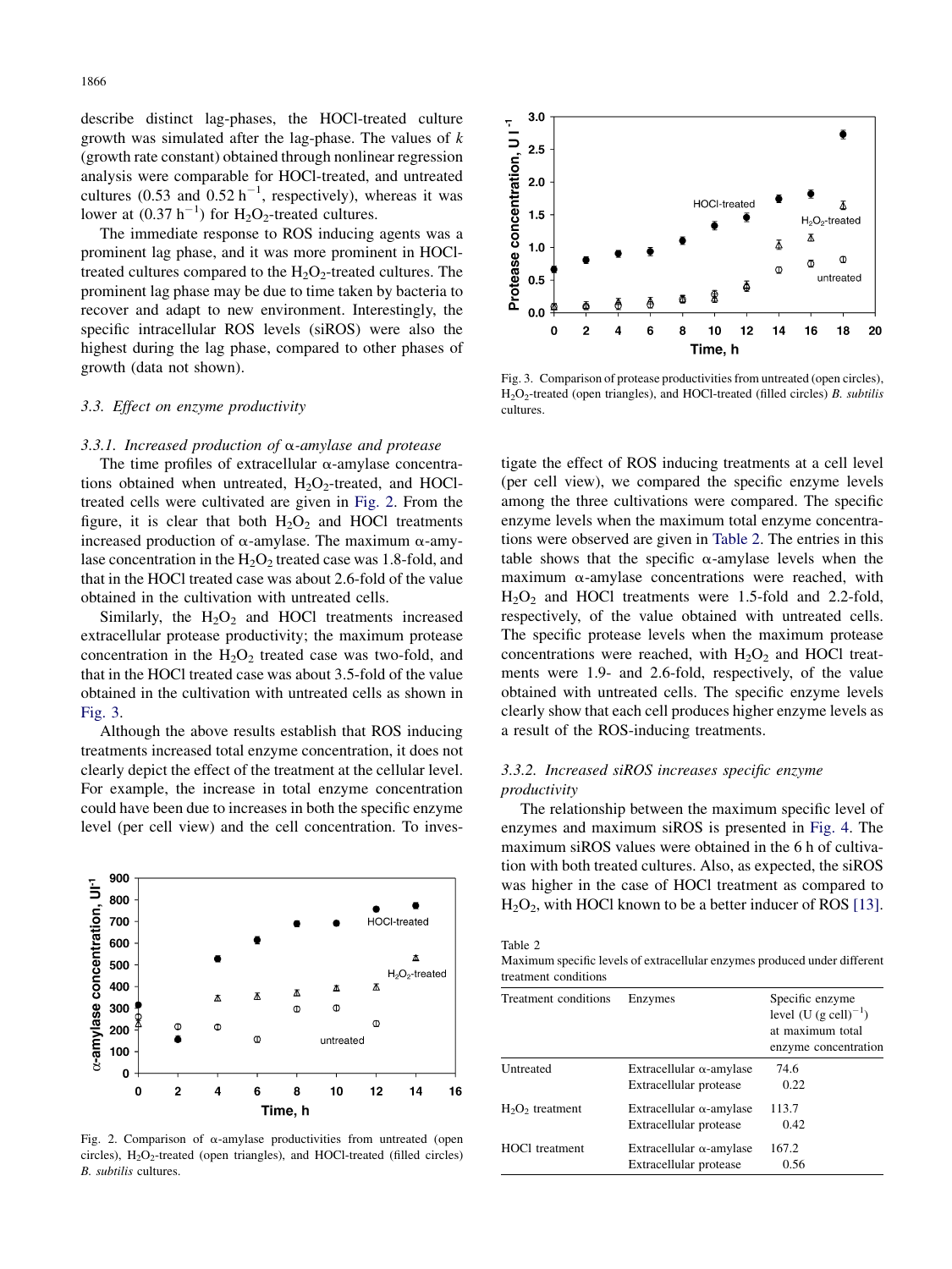describe distinct lag-phases, the HOCl-treated culture growth was simulated after the lag-phase. The values of $k$ (growth rate constant) obtained through nonlinear regression analysis were comparable for HOCl-treated, and untreated cultures (0.53 and 0.52 $h^{-1}$, respectively), whereas it was lower at (0.37 $h^{-1}$) for $H_2O_2$-treated cultures.

The immediate response to ROS inducing agents was a prominent lag phase, and it was more prominent in HOCl-treated cultures compared to the $H_2O_2$-treated cultures. The prominent lag phase may be due to time taken by bacteria to recover and adapt to new environment. Interestingly, the specific intracellular ROS levels (siROS) were also the highest during the lag phase, compared to other phases of growth (data not shown).

### 3.3. Effect on enzyme productivity

#### 3.3.1. Increased production of α-amylase and protease

The time profiles of extracellular α-amylase concentrations obtained when untreated, $H_2O_2$-treated, and HOCl-treated cells were cultivated are given in Fig. 2. From the figure, it is clear that both $H_2O_2$ and HOCl treatments increased production of α-amylase. The maximum α-amylase concentration in the $H_2O_2$ treated case was 1.8-fold, and that in the HOCl treated case was about 2.6-fold of the value obtained in the cultivation with untreated cells.

Similarly, the $H_2O_2$ and HOCl treatments increased extracellular protease productivity; the maximum protease concentration in the $H_2O_2$ treated case was two-fold, and that in the HOCl treated case was about 3.5-fold of the value obtained in the cultivation with untreated cells as shown in Fig. 3.

Although the above results establish that ROS inducing treatments increased total enzyme concentration, it does not clearly depict the effect of the treatment at the cellular level. For example, the increase in total enzyme concentration could have been due to increases in both the specific enzyme level (per cell view) and the cell concentration. To investigate the effect of ROS inducing treatments at a cell level (per cell view), we compared the specific enzyme levels among the three cultivations were compared. The specific enzyme levels when the maximum total enzyme concentrations were observed are given in Table 2. The entries in this table shows that the specific α-amylase levels when the maximum α-amylase concentrations were reached, with $H_2O_2$ and HOCl treatments were 1.5-fold and 2.2-fold, respectively, of the value obtained with untreated cells. The specific protease levels when the maximum protease concentrations were reached, with $H_2O_2$ and HOCl treatments were 1.9- and 2.6-fold, respectively, of the value obtained with untreated cells. The specific enzyme levels clearly show that each cell produces higher enzyme levels as a result of the ROS-inducing treatments.

Fig. 2. Comparison of α-amylase productivities from untreated (open circles), $H_2O_2$-treated (open triangles), and HOCl-treated (filled circles) *B. subtilis* cultures.

Fig. 3. Comparison of protease productivities from untreated (open circles), $H_2O_2$-treated (open triangles), and HOCl-treated (filled circles) *B. subtilis* cultures.

#### 3.3.2. Increased siROS increases specific enzyme productivity

The relationship between the maximum specific level of enzymes and maximum siROS is presented in Fig. 4. The maximum siROS values were obtained in the 6 h of cultivation with both treated cultures. Also, as expected, the siROS was higher in the case of HOCl treatment as compared to $H_2O_2$, with HOCl known to be a better inducer of ROS [13].

Table 2
Maximum specific levels of extracellular enzymes produced under different treatment conditions

| Treatment conditions | Enzymes | Specific enzyme level (U (g cell)$^{-1}$) at maximum total enzyme concentration |
|---|---|---|
| Untreated | Extracellular α-amylase | 74.6 |
| | Extracellular protease | 0.22 |
| $H_2O_2$ treatment | Extracellular α-amylase | 113.7 |
| | Extracellular protease | 0.42 |
| HOCl treatment | Extracellular α-amylase | 167.2 |
| | Extracellular protease | 0.56 |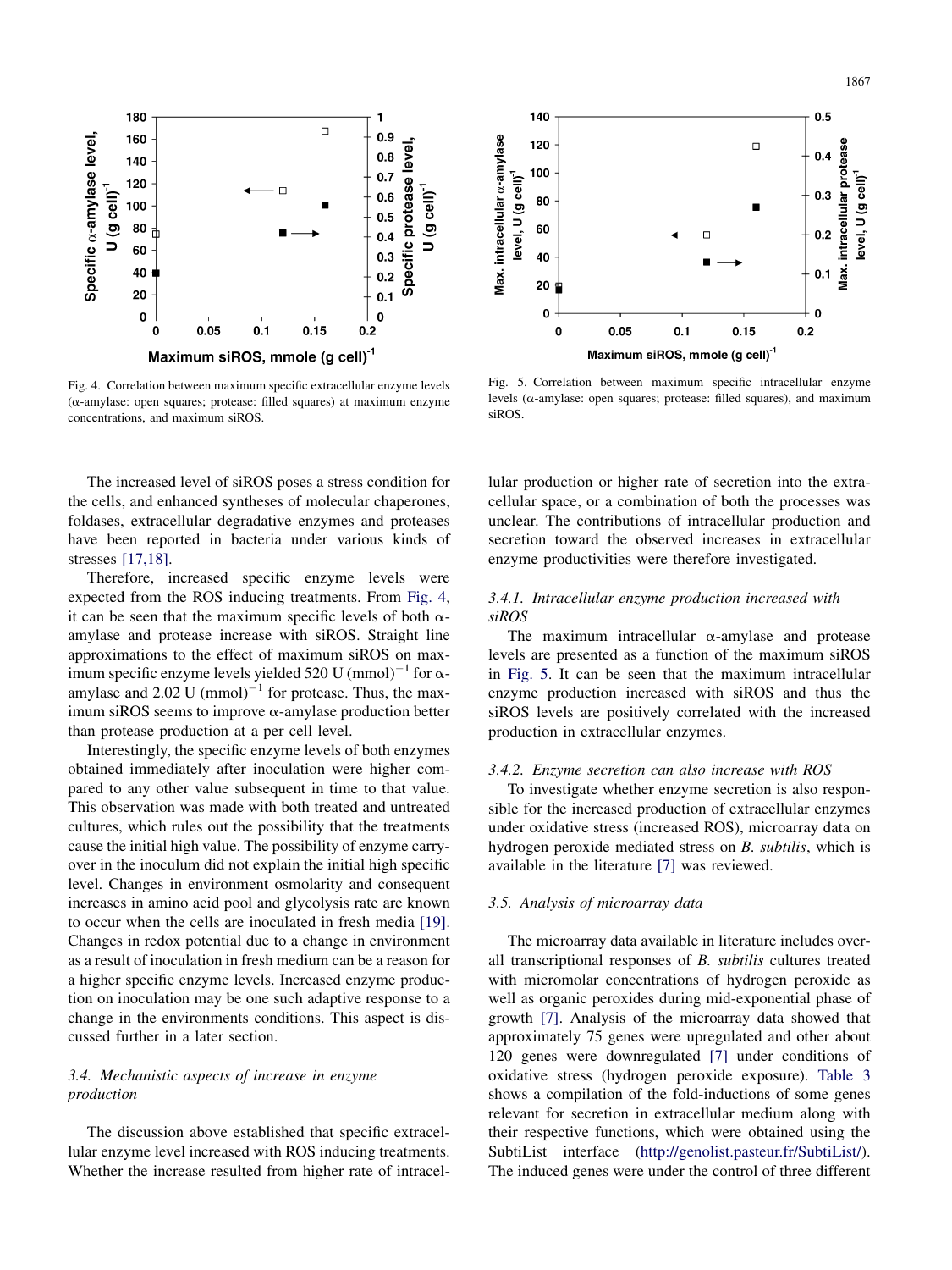Fig. 4. Correlation between maximum specific extracellular enzyme levels (α-amylase: open squares; protease: filled squares) at maximum enzyme concentrations, and maximum siROS.

Fig. 5. Correlation between maximum specific intracellular enzyme levels (α-amylase: open squares; protease: filled squares), and maximum siROS.

The increased level of siROS poses a stress condition for the cells, and enhanced syntheses of molecular chaperones, foldases, extracellular degradative enzymes and proteases have been reported in bacteria under various kinds of stresses [17,18].

Therefore, increased specific enzyme levels were expected from the ROS inducing treatments. From Fig. 4, it can be seen that the maximum specific levels of both α-amylase and protease increase with siROS. Straight line approximations to the effect of maximum siROS on maximum specific enzyme levels yielded 520 U $(\text{mmol})^{-1}$ for α-amylase and 2.02 U $(\text{mmol})^{-1}$ for protease. Thus, the maximum siROS seems to improve α-amylase production better than protease production at a per cell level.

Interestingly, the specific enzyme levels of both enzymes obtained immediately after inoculation were higher compared to any other value subsequent in time to that value. This observation was made with both treated and untreated cultures, which rules out the possibility that the treatments cause the initial high value. The possibility of enzyme carry-over in the inoculum did not explain the initial high specific level. Changes in environment osmolarity and consequent increases in amino acid pool and glycolysis rate are known to occur when the cells are inoculated in fresh media [19]. Changes in redox potential due to a change in environment as a result of inoculation in fresh medium can be a reason for a higher specific enzyme levels. Increased enzyme production on inoculation may be one such adaptive response to a change in the environments conditions. This aspect is discussed further in a later section.

### 3.4. Mechanistic aspects of increase in enzyme production

The discussion above established that specific extracellular enzyme level increased with ROS inducing treatments. Whether the increase resulted from higher rate of intracellular production or higher rate of secretion into the extracellular space, or a combination of both the processes was unclear. The contributions of intracellular production and secretion toward the observed increases in extracellular enzyme productivities were therefore investigated.

#### 3.4.1. Intracellular enzyme production increased with siROS

The maximum intracellular α-amylase and protease levels are presented as a function of the maximum siROS in Fig. 5. It can be seen that the maximum intracellular enzyme production increased with siROS and thus the siROS levels are positively correlated with the increased production in extracellular enzymes.

#### 3.4.2. Enzyme secretion can also increase with ROS

To investigate whether enzyme secretion is also responsible for the increased production of extracellular enzymes under oxidative stress (increased ROS), microarray data on hydrogen peroxide mediated stress on *B. subtilis*, which is available in the literature [7] was reviewed.

### 3.5. Analysis of microarray data

The microarray data available in literature includes overall transcriptional responses of *B. subtilis* cultures treated with micromolar concentrations of hydrogen peroxide as well as organic peroxides during mid-exponential phase of growth [7]. Analysis of the microarray data showed that approximately 75 genes were upregulated and other about 120 genes were downregulated [7] under conditions of oxidative stress (hydrogen peroxide exposure). Table 3 shows a compilation of the fold-inductions of some genes relevant for secretion in extracellular medium along with their respective functions, which were obtained using the SubtiList interface (http://genolist.pasteur.fr/SubtiList/). The induced genes were under the control of three different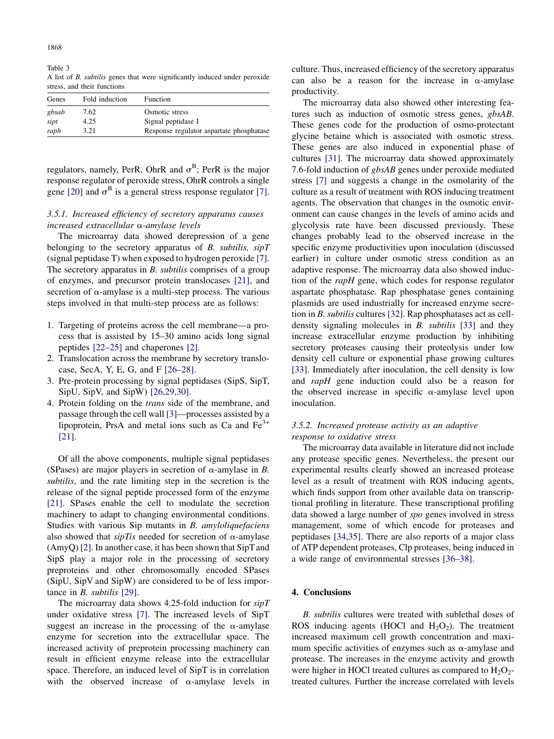Table 3
A list of *B. subtilis* genes that were significantly induced under peroxide stress, and their functions

| Genes | Fold induction | Function |
| --- | --- | --- |
| *gbsab* | 7.62 | Osmotic stress |
| *sipt* | 4.25 | Signal peptidase I |
| *raph* | 3.21 | Response regulator aspartate phosphatase |

regulators, namely, PerR, OhrR and $\sigma^B$; PerR is the major response regulator of peroxide stress, OhrR controls a single gene [20] and $\sigma^B$ is a general stress response regulator [7].

### 3.5.1. Increased efficiency of secretory apparatus causes increased extracellular α-amylase levels

The microarray data showed derepression of a gene belonging to the secretory apparatus of *B. subtilis, sipT* (signal peptidase T) when exposed to hydrogen peroxide [7]. The secretory apparatus in *B. subtilis* comprises of a group of enzymes, and precursor protein translocases [21], and secretion of α-amylase is a multi-step process. The various steps involved in that multi-step process are as follows:

1. Targeting of proteins across the cell membrane—a process that is assisted by 15–30 amino acids long signal peptides [22–25] and chaperones [2].
2. Translocation across the membrane by secretory translocase, SecA, Y, E, G, and F [26–28].
3. Pre-protein processing by signal peptidases (SipS, SipT, SipU, SipV, and SipW) [26,29,30].
4. Protein folding on the *trans* side of the membrane, and passage through the cell wall [3]—processes assisted by a lipoprotein, PrsA and metal ions such as Ca and $Fe^{3+}$ [21].

Of all the above components, multiple signal peptidases (SPases) are major players in secretion of α-amylase in *B. subtilis*, and the rate limiting step in the secretion is the release of the signal peptide processed form of the enzyme [21]. SPases enable the cell to modulate the secretion machinery to adapt to changing environmental conditions. Studies with various Sip mutants in *B. amyloliquefaciens* also showed that *sipTis* needed for secretion of α-amylase (AmyQ) [2]. In another case, it has been shown that SipT and SipS play a major role in the processing of secretory preproteins and other chromosomally encoded SPases (SipU, SipV and SipW) are considered to be of less importance in *B. subtilis* [29].

The microarray data shows 4.25-fold induction for *sipT* under oxidative stress [7]. The increased levels of SipT suggest an increase in the processing of the α-amylase enzyme for secretion into the extracellular space. The increased activity of preprotein processing machinery can result in efficient enzyme release into the extracellular space. Therefore, an induced level of SipT is in correlation with the observed increase of α-amylase levels in culture. Thus, increased efficiency of the secretory apparatus can also be a reason for the increase in α-amylase productivity.

The microarray data also showed other interesting features such as induction of osmotic stress genes, *gbsAB*. These genes code for the production of osmo-protectant glycine betaine which is associated with osmotic stress. These genes are also induced in exponential phase of cultures [31]. The microarray data showed approximately 7.6-fold induction of *gbsAB* genes under peroxide mediated stress [7] and suggests a change in the osmolarity of the culture as a result of treatment with ROS inducing treatment agents. The observation that changes in the osmotic environment can cause changes in the levels of amino acids and glycolysis rate have been discussed previously. These changes probably lead to the observed increase in the specific enzyme productivities upon inoculation (discussed earlier) in culture under osmotic stress condition as an adaptive response. The microarray data also showed induction of the *rapH* gene, which codes for response regulator aspartate phosphatase. Rap phosphatase genes containing plasmids are used industrially for increased enzyme secretion in *B. subtilis* cultures [32]. Rap phosphatases act as cell-density signaling molecules in *B. subtilis* [33] and they increase extracellular enzyme production by inhibiting secretory proteases causing their proteolysis under low density cell culture or exponential phase growing cultures [33]. Immediately after inoculation, the cell density is low and *rapH* gene induction could also be a reason for the observed increase in specific α-amylase level upon inoculation.

### 3.5.2. Increased protease activity as an adaptive response to oxidative stress

The microarray data available in literature did not include any protease specific genes. Nevertheless, the present our experimental results clearly showed an increased protease level as a result of treatment with ROS inducing agents, which finds support from other available data on transcriptional profiling in literature. These transcriptional profiling data showed a large number of *spo* genes involved in stress management, some of which encode for proteases and peptidases [34,35]. There are also reports of a major class of ATP dependent proteases, Clp proteases, being induced in a wide range of environmental stresses [36–38].

## 4. Conclusions

*B. subtilis* cultures were treated with sublethal doses of ROS inducing agents (HOCl and $H_2O_2$). The treatment increased maximum cell growth concentration and maximum specific activities of enzymes such as α-amylase and protease. The increases in the enzyme activity and growth were higher in HOCl treated cultures as compared to $H_2O_2$-treated cultures. Further the increase correlated with levels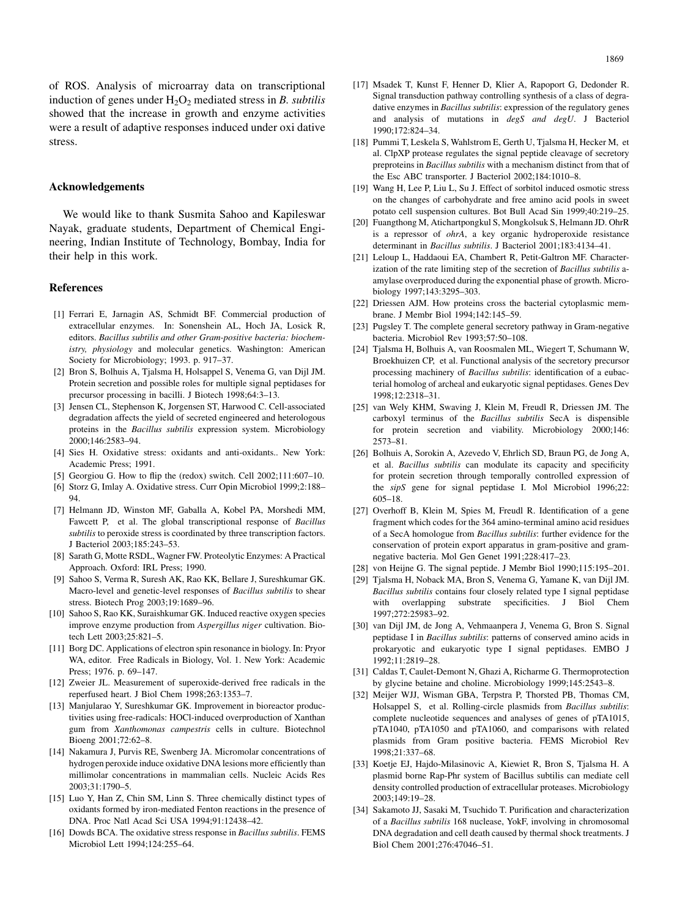of ROS. Analysis of microarray data on transcriptional induction of genes under $H_2O_2$ mediated stress in *B. subtilis* showed that the increase in growth and enzyme activities were a result of adaptive responses induced under oxi dative stress.

## Acknowledgements

We would like to thank Susmita Sahoo and Kapileswar Nayak, graduate students, Department of Chemical Engineering, Indian Institute of Technology, Bombay, India for their help in this work.

## References

[1] Ferrari E, Jarnagin AS, Schmidt BF. Commercial production of extracellular enzymes. In: Sonenshein AL, Hoch JA, Losick R, editors. *Bacillus subtilis and other Gram-positive bacteria: biochemistry, physiology* and molecular genetics. Washington: American Society for Microbiology; 1993. p. 917–37.

[2] Bron S, Bolhuis A, Tjalsma H, Holsappel S, Venema G, van Dijl JM. Protein secretion and possible roles for multiple signal peptidases for precursor processing in bacilli. J Biotech 1998;64:3–13.

[3] Jensen CL, Stephenson K, Jorgensen ST, Harwood C. Cell-associated degradation affects the yield of secreted engineered and heterologous proteins in the *Bacillus subtilis* expression system. Microbiology 2000;146:2583–94.

[4] Sies H. Oxidative stress: oxidants and anti-oxidants.. New York: Academic Press; 1991.

[5] Georgiou G. How to flip the (redox) switch. Cell 2002;111:607–10.

[6] Storz G, Imlay A. Oxidative stress. Curr Opin Microbiol 1999;2:188–94.

[7] Helmann JD, Winston MF, Gaballa A, Kobel PA, Morshedi MM, Fawcett P, et al. The global transcriptional response of *Bacillus subtilis* to peroxide stress is coordinated by three transcription factors. J Bacteriol 2003;185:243–53.

[8] Sarath G, Motte RSDL, Wagner FW. Proteolytic Enzymes: A Practical Approach. Oxford: IRL Press; 1990.

[9] Sahoo S, Verma R, Suresh AK, Rao KK, Bellare J, Sureshkumar GK. Macro-level and genetic-level responses of *Bacillus subtilis* to shear stress. Biotech Prog 2003;19:1689–96.

[10] Sahoo S, Rao KK, Suraishkumar GK. Induced reactive oxygen species improve enzyme production from *Aspergillus niger* cultivation. Biotech Lett 2003;25:821–5.

[11] Borg DC. Applications of electron spin resonance in biology. In: Pryor WA, editor. Free Radicals in Biology, Vol. 1. New York: Academic Press; 1976. p. 69–147.

[12] Zweier JL. Measurement of superoxide-derived free radicals in the reperfused heart. J Biol Chem 1998;263:1353–7.

[13] Manjularao Y, Sureshkumar GK. Improvement in bioreactor productivities using free-radicals: HOCl-induced overproduction of Xanthan gum from *Xanthomonas campestris* cells in culture. Biotechnol Bioeng 2001;72:62–8.

[14] Nakamura J, Purvis RE, Swenberg JA. Micromolar concentrations of hydrogen peroxide induce oxidative DNA lesions more efficiently than millimolar concentrations in mammalian cells. Nucleic Acids Res 2003;31:1790–5.

[15] Luo Y, Han Z, Chin SM, Linn S. Three chemically distinct types of oxidants formed by iron-mediated Fenton reactions in the presence of DNA. Proc Natl Acad Sci USA 1994;91:12438–42.

[16] Dowds BCA. The oxidative stress response in *Bacillus subtilis*. FEMS Microbiol Lett 1994;124:255–64.

[17] Msadek T, Kunst F, Henner D, Klier A, Rapoport G, Dedonder R. Signal transduction pathway controlling synthesis of a class of degradative enzymes in *Bacillus subtilis*: expression of the regulatory genes and analysis of mutations in *degS and degU*. J Bacteriol 1990;172:824–34.

[18] Pummi T, Leskela S, Wahlstrom E, Gerth U, Tjalsma H, Hecker M, et al. ClpXP protease regulates the signal peptide cleavage of secretory preproteins in *Bacillus subtilis* with a mechanism distinct from that of the Esc ABC transporter. J Bacteriol 2002;184:1010–8.

[19] Wang H, Lee P, Liu L, Su J. Effect of sorbitol induced osmotic stress on the changes of carbohydrate and free amino acid pools in sweet potato cell suspension cultures. Bot Bull Acad Sin 1999;40:219–25.

[20] Fuangthong M, Atichartpongkul S, Mongkolsuk S, Helmann JD. OhrR is a repressor of *ohrA*, a key organic hydroperoxide resistance determinant in *Bacillus subtilis*. J Bacteriol 2001;183:4134–41.

[21] Leloup L, Haddaoui EA, Chambert R, Petit-Galtron MF. Characterization of the rate limiting step of the secretion of *Bacillus subtilis* a-amylase overproduced during the exponential phase of growth. Microbiology 1997;143:3295–303.

[22] Driessen AJM. How proteins cross the bacterial cytoplasmic membrane. J Membr Biol 1994;142:145–59.

[23] Pugsley T. The complete general secretory pathway in Gram-negative bacteria. Microbiol Rev 1993;57:50–108.

[24] Tjalsma H, Bolhuis A, van Roosmalen ML, Wiegert T, Schumann W, Broekhuizen CP, et al. Functional analysis of the secretory precursor processing machinery of *Bacillus subtilis*: identification of a eubacterial homolog of archeal and eukaryotic signal peptidases. Genes Dev 1998;12:2318–31.

[25] van Wely KHM, Swaving J, Klein M, Freudl R, Driessen JM. The carboxyl terminus of the *Bacillus subtilis* SecA is dispensible for protein secretion and viability. Microbiology 2000;146: 2573–81.

[26] Bolhuis A, Sorokin A, Azevedo V, Ehrlich SD, Braun PG, de Jong A, et al. *Bacillus subtilis* can modulate its capacity and specificity for protein secretion through temporally controlled expression of the *sipS* gene for signal peptidase I. Mol Microbiol 1996;22: 605–18.

[27] Overhoff B, Klein M, Spies M, Freudl R. Identification of a gene fragment which codes for the 364 amino-terminal amino acid residues of a SecA homologue from *Bacillus subtilis*: further evidence for the conservation of protein export apparatus in gram-positive and gram-negative bacteria. Mol Gen Genet 1991;228:417–23.

[28] von Heijne G. The signal peptide. J Membr Biol 1990;115:195–201.

[29] Tjalsma H, Noback MA, Bron S, Venema G, Yamane K, van Dijl JM. *Bacillus subtilis* contains four closely related type I signal peptidase with overlapping substrate specificities. J Biol Chem 1997;272:25983–92.

[30] van Dijl JM, de Jong A, Vehmaanpera J, Venema G, Bron S. Signal peptidase I in *Bacillus subtilis*: patterns of conserved amino acids in prokaryotic and eukaryotic type I signal peptidases. EMBO J 1992;11:2819–28.

[31] Caldas T, Caulet-Demont N, Ghazi A, Richarme G. Thermoprotection by glycine betaine and choline. Microbiology 1999;145:2543–8.

[32] Meijer WJJ, Wisman GBA, Terpstra P, Thorsted PB, Thomas CM, Holsappel S, et al. Rolling-circle plasmids from *Bacillus subtilis*: complete nucleotide sequences and analyses of genes of pTA1015, pTA1040, pTA1050 and pTA1060, and comparisons with related plasmids from Gram positive bacteria. FEMS Microbiol Rev 1998;21:337–68.

[33] Koetje EJ, Hajdo-Milasinovic A, Kiewiet R, Bron S, Tjalsma H. A plasmid borne Rap-Phr system of Bacillus subtilis can mediate cell density controlled production of extracellular proteases. Microbiology 2003;149:19–28.

[34] Sakamoto JJ, Sasaki M, Tsuchido T. Purification and characterization of a *Bacillus subtilis* 168 nuclease, YokF, involving in chromosomal DNA degradation and cell death caused by thermal shock treatments. J Biol Chem 2001;276:47046–51.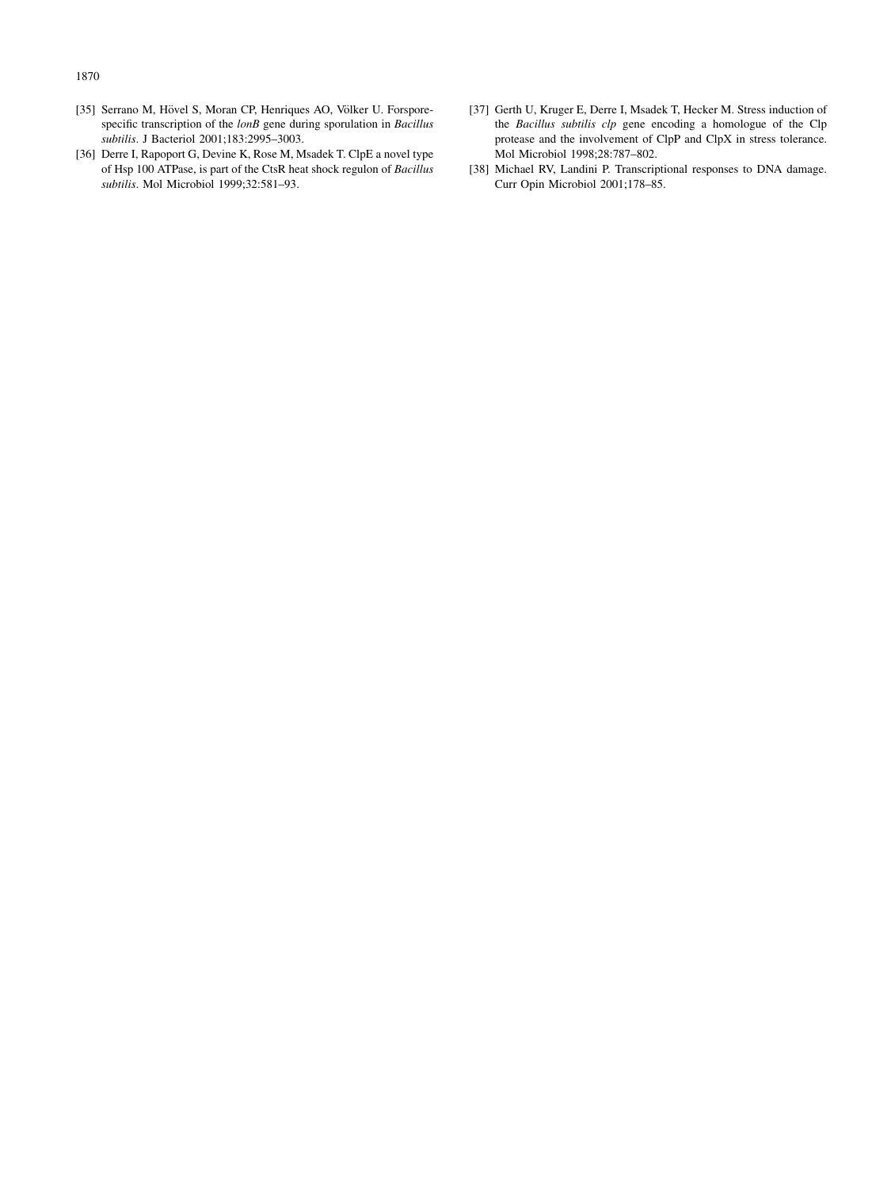[35] Serrano M, Hövel S, Moran CP, Henriques AO, Völker U. Forspore-specific transcription of the *lonB* gene during sporulation in *Bacillus subtilis*. J Bacteriol 2001;183:2995–3003.

[36] Derre I, Rapoport G, Devine K, Rose M, Msadek T. ClpE a novel type of Hsp 100 ATPase, is part of the CtsR heat shock regulon of *Bacillus subtilis*. Mol Microbiol 1999;32:581–93.

[37] Gerth U, Kruger E, Derre I, Msadek T, Hecker M. Stress induction of the *Bacillus subtilis clp* gene encoding a homologue of the Clp protease and the involvement of ClpP and ClpX in stress tolerance. Mol Microbiol 1998;28:787–802.

[38] Michael RV, Landini P. Transcriptional responses to DNA damage. Curr Opin Microbiol 2001;178–85.